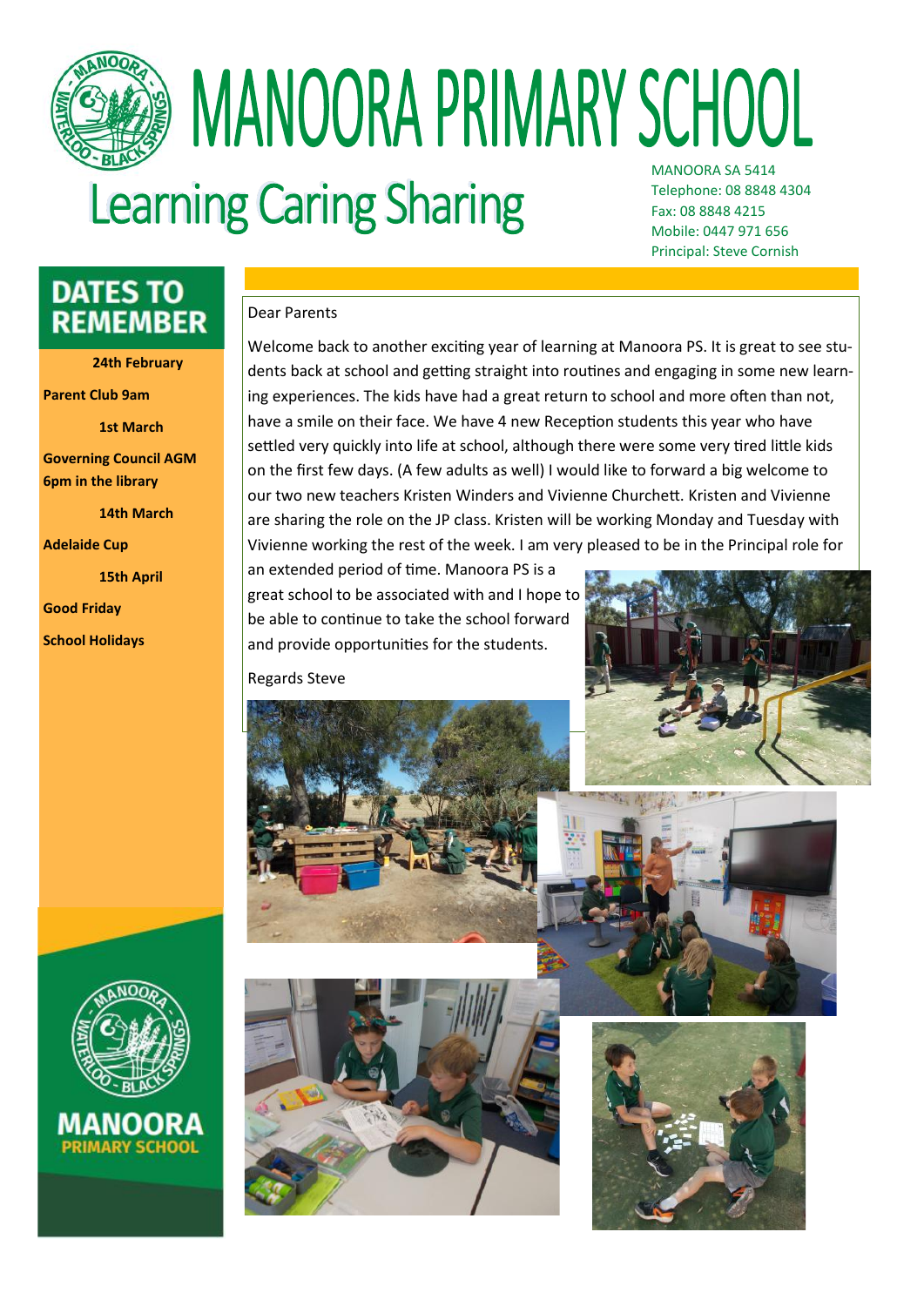# MANOORA PRIMARY SCHOOL

## Learning Caring Sharing

MANOORA SA 5414
Telephone: 08 8848 4304
Fax: 08 8848 4215
Mobile: 0447 971 656
Principal: Steve Cornish

## DATES TO REMEMBER

**24th February**

**Parent Club 9am**

**1st March**

**Governing Council AGM 6pm in the library**

**14th March**

**Adelaide Cup**

**15th April**

**Good Friday**

**School Holidays**

Dear Parents

Welcome back to another exciting year of learning at Manoora PS. It is great to see students back at school and getting straight into routines and engaging in some new learning experiences. The kids have had a great return to school and more often than not, have a smile on their face. We have 4 new Reception students this year who have settled very quickly into life at school, although there were some very tired little kids on the first few days. (A few adults as well) I would like to forward a big welcome to our two new teachers Kristen Winders and Vivienne Churchett. Kristen and Vivienne are sharing the role on the JP class. Kristen will be working Monday and Tuesday with Vivienne working the rest of the week. I am very pleased to be in the Principal role for an extended period of time. Manoora PS is a great school to be associated with and I hope to be able to continue to take the school forward and provide opportunities for the students.

Regards Steve

MANOORA
PRIMARY SCHOOL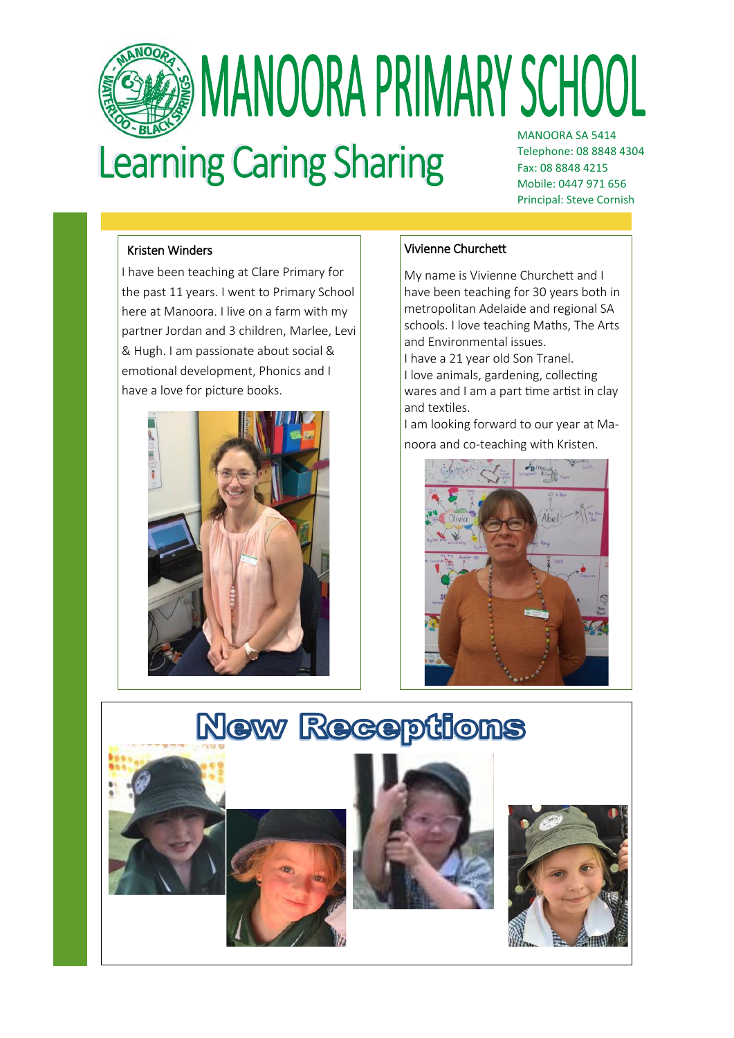# MANOORA PRIMARY SCHOOL

## Learning Caring Sharing

MANOORA SA 5414
Telephone: 08 8848 4304
Fax: 08 8848 4215
Mobile: 0447 971 656
Principal: Steve Cornish

### Kristen Winders

I have been teaching at Clare Primary for the past 11 years. I went to Primary School here at Manoora. I live on a farm with my partner Jordan and 3 children, Marlee, Levi & Hugh. I am passionate about social & emotional development, Phonics and I have a love for picture books.

### Vivienne Churchett

My name is Vivienne Churchett and I have been teaching for 30 years both in metropolitan Adelaide and regional SA schools. I love teaching Maths, The Arts and Environmental issues.
I have a 21 year old Son Tranel.
I love animals, gardening, collecting wares and I am a part time artist in clay and textiles.
I am looking forward to our year at Manoora and co-teaching with Kristen.

## New Receptions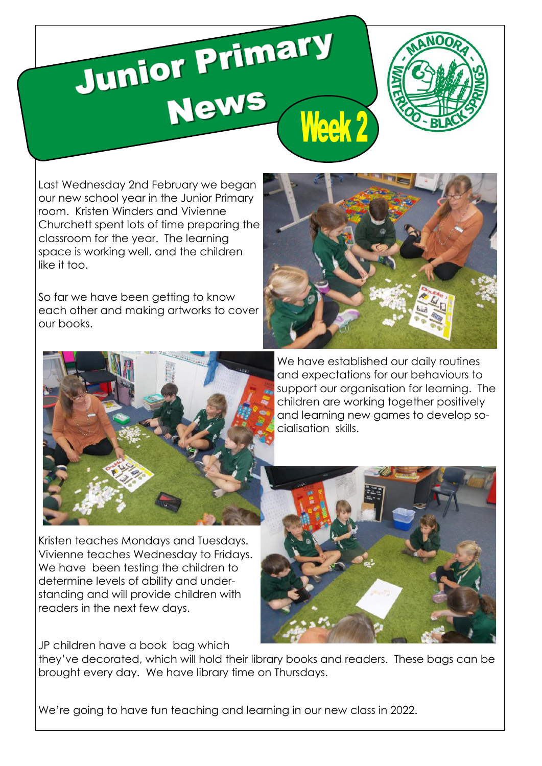# Junior Primary News

## Week 2

Last Wednesday 2nd February we began our new school year in the Junior Primary room. Kristen Winders and Vivienne Churchett spent lots of time preparing the classroom for the year. The learning space is working well, and the children like it too.

So far we have been getting to know each other and making artworks to cover our books.

We have established our daily routines and expectations for our behaviours to support our organisation for learning. The children are working together positively and learning new games to develop socialisation skills.

Kristen teaches Mondays and Tuesdays. Vivienne teaches Wednesday to Fridays. We have been testing the children to determine levels of ability and understanding and will provide children with readers in the next few days.

JP children have a book bag which they've decorated, which will hold their library books and readers. These bags can be brought every day. We have library time on Thursdays.

We're going to have fun teaching and learning in our new class in 2022.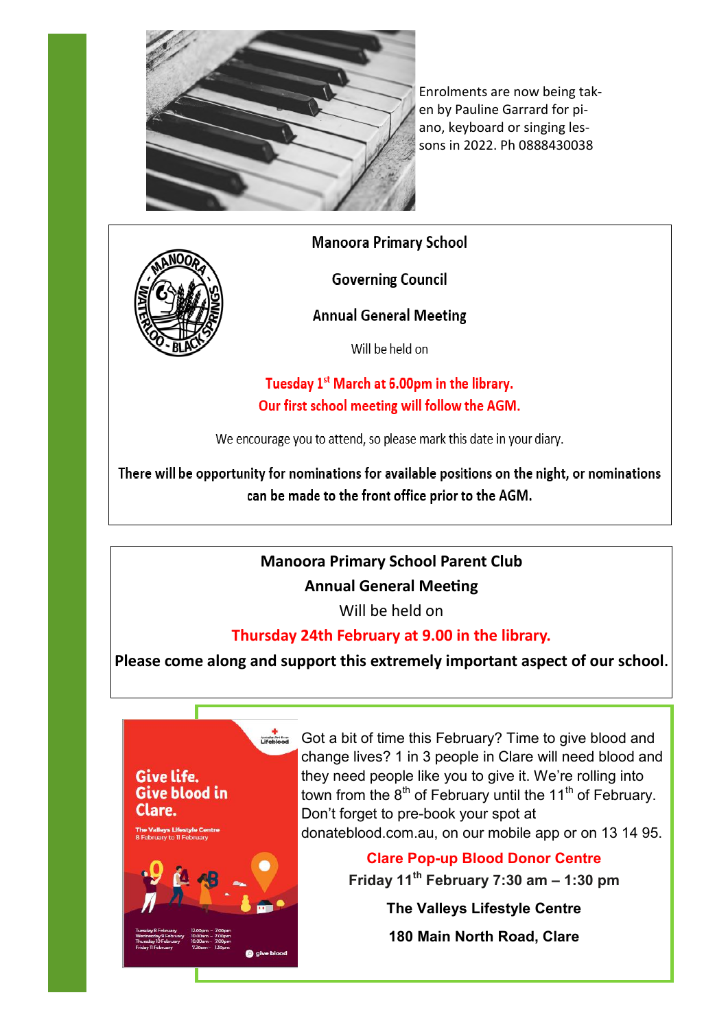Enrolments are now being taken by Pauline Garrard for piano, keyboard or singing lessons in 2022. Ph 0888430038

## Manoora Primary School

## Governing Council

## Annual General Meeting

Will be held on

**Tuesday 1st March at 6.00pm in the library.**
**Our first school meeting will follow the AGM.**

We encourage you to attend, so please mark this date in your diary.

**There will be opportunity for nominations for available positions on the night, or nominations can be made to the front office prior to the AGM.**

## Manoora Primary School Parent Club

## Annual General Meeting

Will be held on

**Thursday 24th February at 9.00 in the library.**

**Please come along and support this extremely important aspect of our school.**

Give life. Give blood in Clare.

The Valleys Lifestyle Centre
8 February to 11 February

Got a bit of time this February? Time to give blood and change lives? 1 in 3 people in Clare will need blood and they need people like you to give it. We're rolling into town from the 8th of February until the 11th of February. Don't forget to pre-book your spot at donateblood.com.au, on our mobile app or on 13 14 95.

**Clare Pop-up Blood Donor Centre**

**Friday 11th February 7:30 am – 1:30 pm**

**The Valleys Lifestyle Centre**

**180 Main North Road, Clare**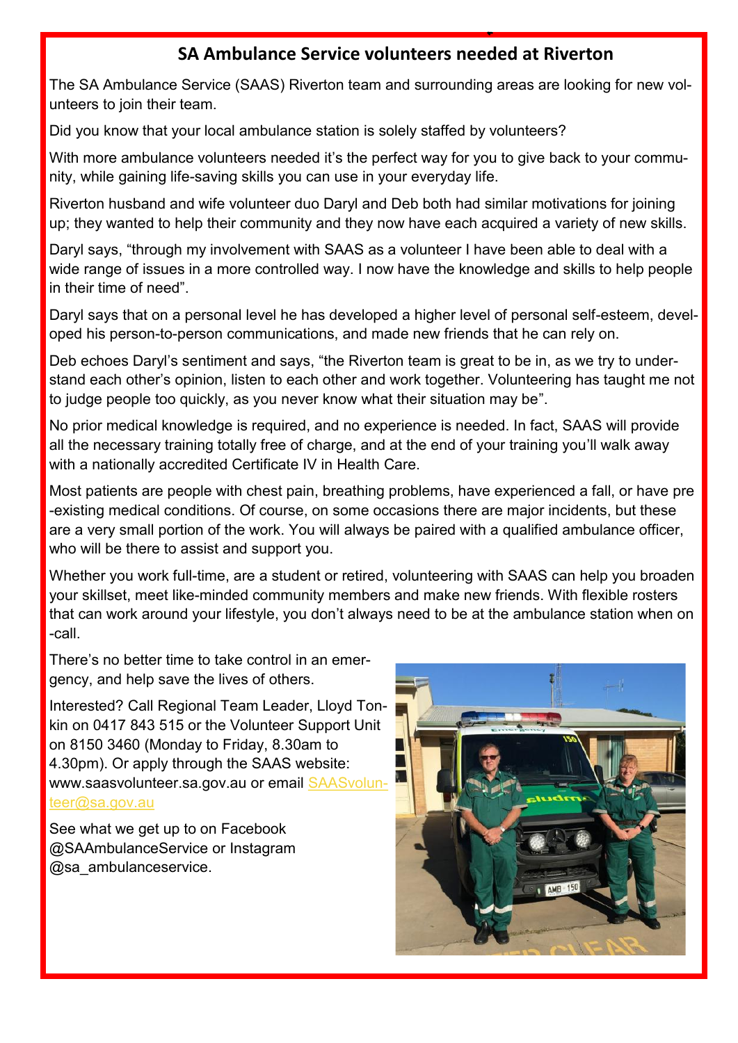## SA Ambulance Service volunteers needed at Riverton

The SA Ambulance Service (SAAS) Riverton team and surrounding areas are looking for new volunteers to join their team.

Did you know that your local ambulance station is solely staffed by volunteers?

With more ambulance volunteers needed it's the perfect way for you to give back to your community, while gaining life-saving skills you can use in your everyday life.

Riverton husband and wife volunteer duo Daryl and Deb both had similar motivations for joining up; they wanted to help their community and they now have each acquired a variety of new skills.

Daryl says, "through my involvement with SAAS as a volunteer I have been able to deal with a wide range of issues in a more controlled way. I now have the knowledge and skills to help people in their time of need".

Daryl says that on a personal level he has developed a higher level of personal self-esteem, developed his person-to-person communications, and made new friends that he can rely on.

Deb echoes Daryl's sentiment and says, "the Riverton team is great to be in, as we try to understand each other's opinion, listen to each other and work together. Volunteering has taught me not to judge people too quickly, as you never know what their situation may be".

No prior medical knowledge is required, and no experience is needed. In fact, SAAS will provide all the necessary training totally free of charge, and at the end of your training you'll walk away with a nationally accredited Certificate IV in Health Care.

Most patients are people with chest pain, breathing problems, have experienced a fall, or have pre-existing medical conditions. Of course, on some occasions there are major incidents, but these are a very small portion of the work. You will always be paired with a qualified ambulance officer, who will be there to assist and support you.

Whether you work full-time, are a student or retired, volunteering with SAAS can help you broaden your skillset, meet like-minded community members and make new friends. With flexible rosters that can work around your lifestyle, you don't always need to be at the ambulance station when on-call.

There's no better time to take control in an emergency, and help save the lives of others.

Interested? Call Regional Team Leader, Lloyd Tonkin on 0417 843 515 or the Volunteer Support Unit on 8150 3460 (Monday to Friday, 8.30am to 4.30pm). Or apply through the SAAS website: www.saasvolunteer.sa.gov.au or email SAASvolunteer@sa.gov.au

See what we get up to on Facebook @SAAmbulanceService or Instagram @sa_ambulanceservice.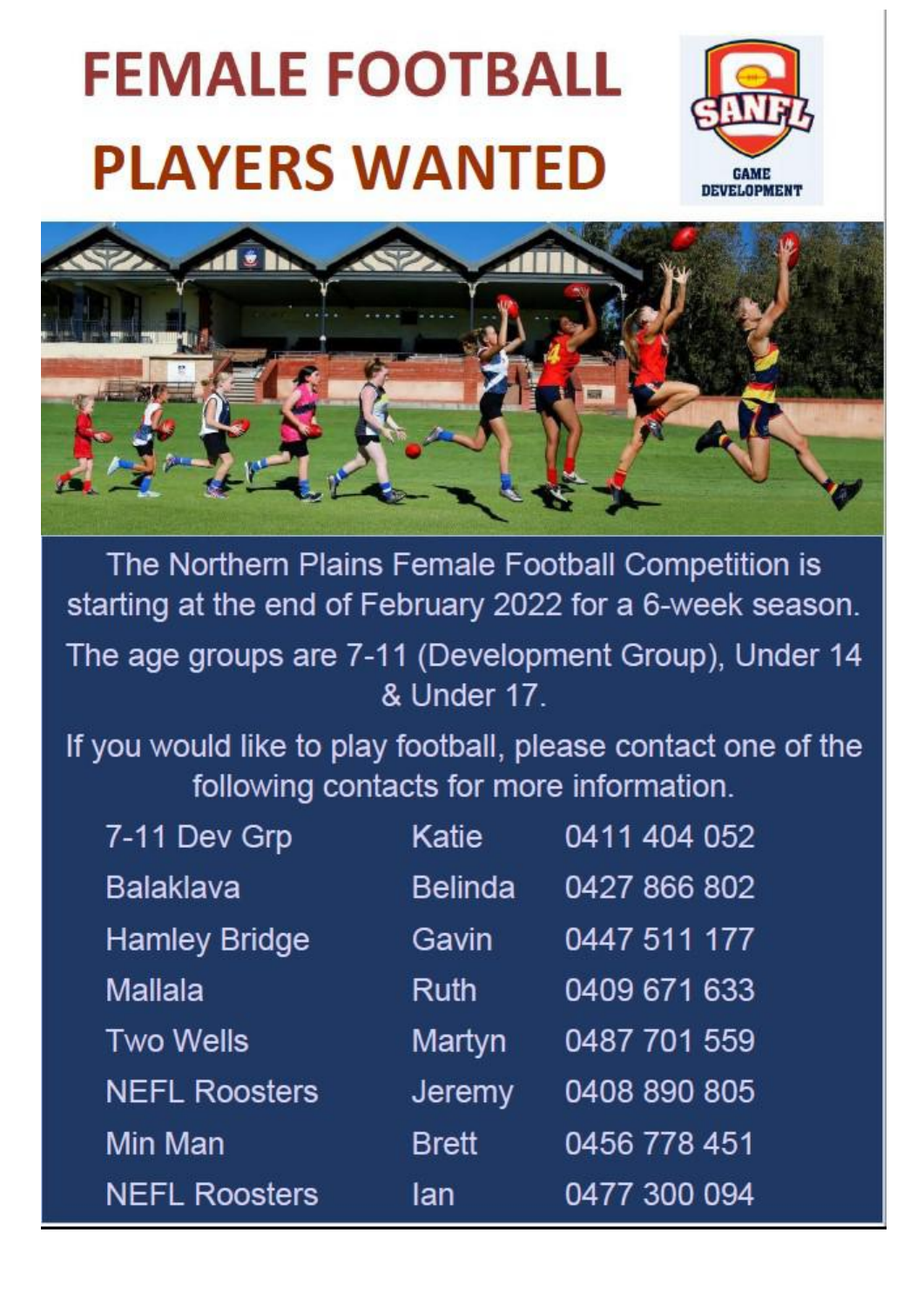# FEMALE FOOTBALL PLAYERS WANTED

The Northern Plains Female Football Competition is starting at the end of February 2022 for a 6-week season.

The age groups are 7-11 (Development Group), Under 14 & Under 17.

If you would like to play football, please contact one of the following contacts for more information.

| | | |
|---|---|---|
| 7-11 Dev Grp | Katie | 0411 404 052 |
| Balaklava | Belinda | 0427 866 802 |
| Hamley Bridge | Gavin | 0447 511 177 |
| Mallala | Ruth | 0409 671 633 |
| Two Wells | Martyn | 0487 701 559 |
| NEFL Roosters | Jeremy | 0408 890 805 |
| Min Man | Brett | 0456 778 451 |
| NEFL Roosters | Ian | 0477 300 094 |